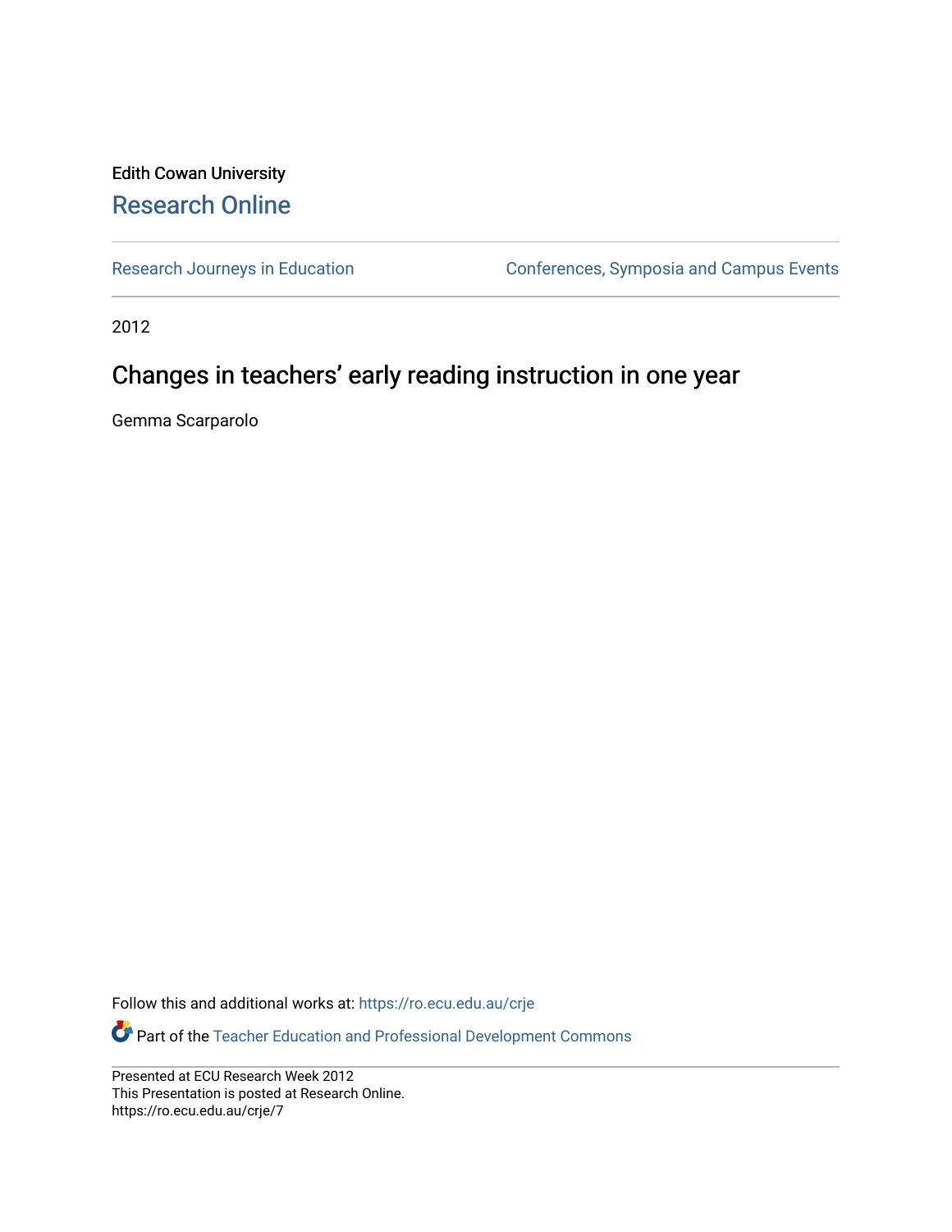Edith Cowan University

Research Online

Research Journeys in Education

Conferences, Symposia and Campus Events

2012

# Changes in teachers' early reading instruction in one year

Gemma Scarparolo

Follow this and additional works at: https://ro.ecu.edu.au/crje

Part of the Teacher Education and Professional Development Commons

Presented at ECU Research Week 2012
This Presentation is posted at Research Online.
https://ro.ecu.edu.au/crje/7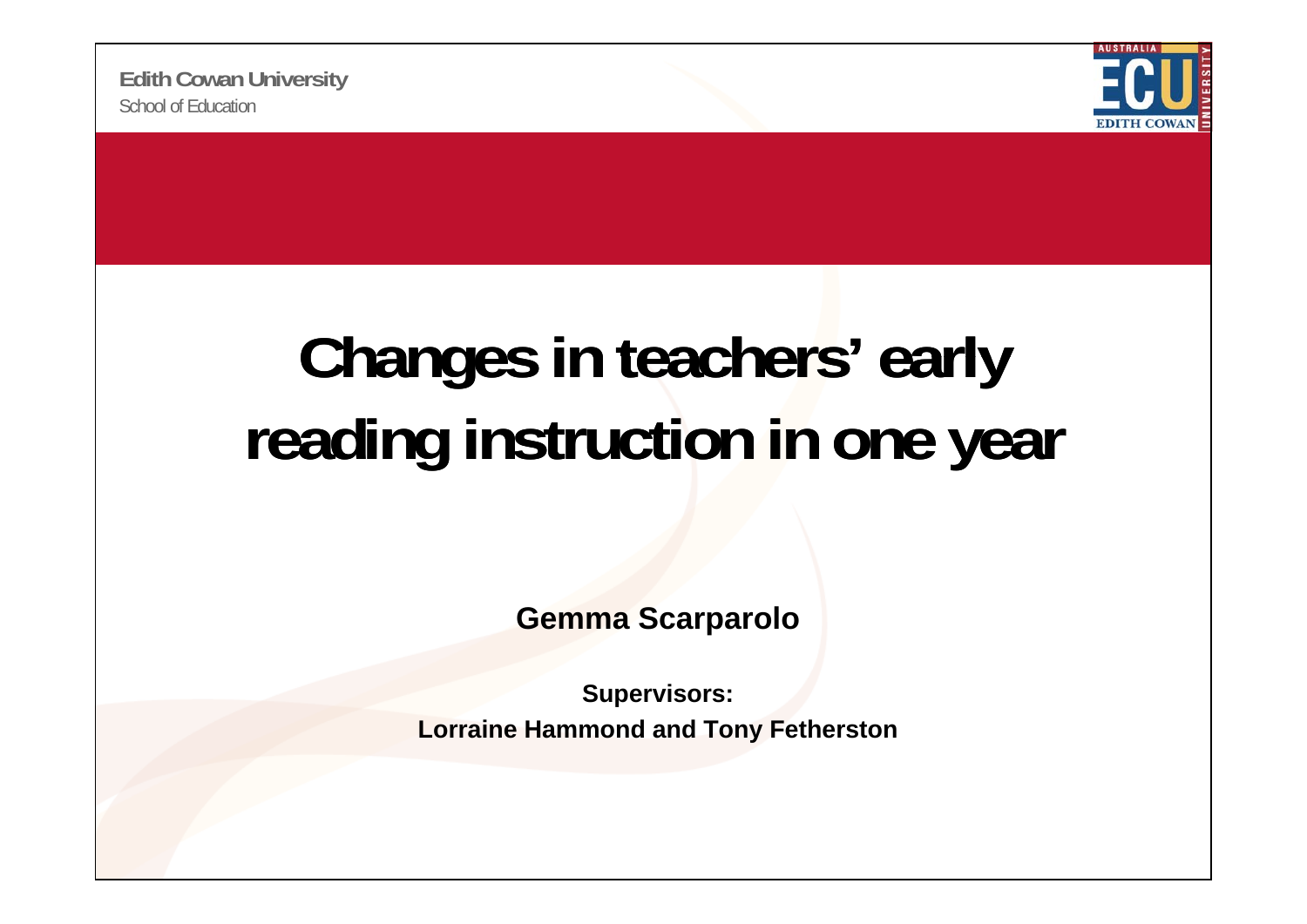Edith Cowan University
School of Education

# Changes in teachers' early reading instruction in one year

**Gemma Scarparolo**

**Supervisors:**
**Lorraine Hammond and Tony Fetherston**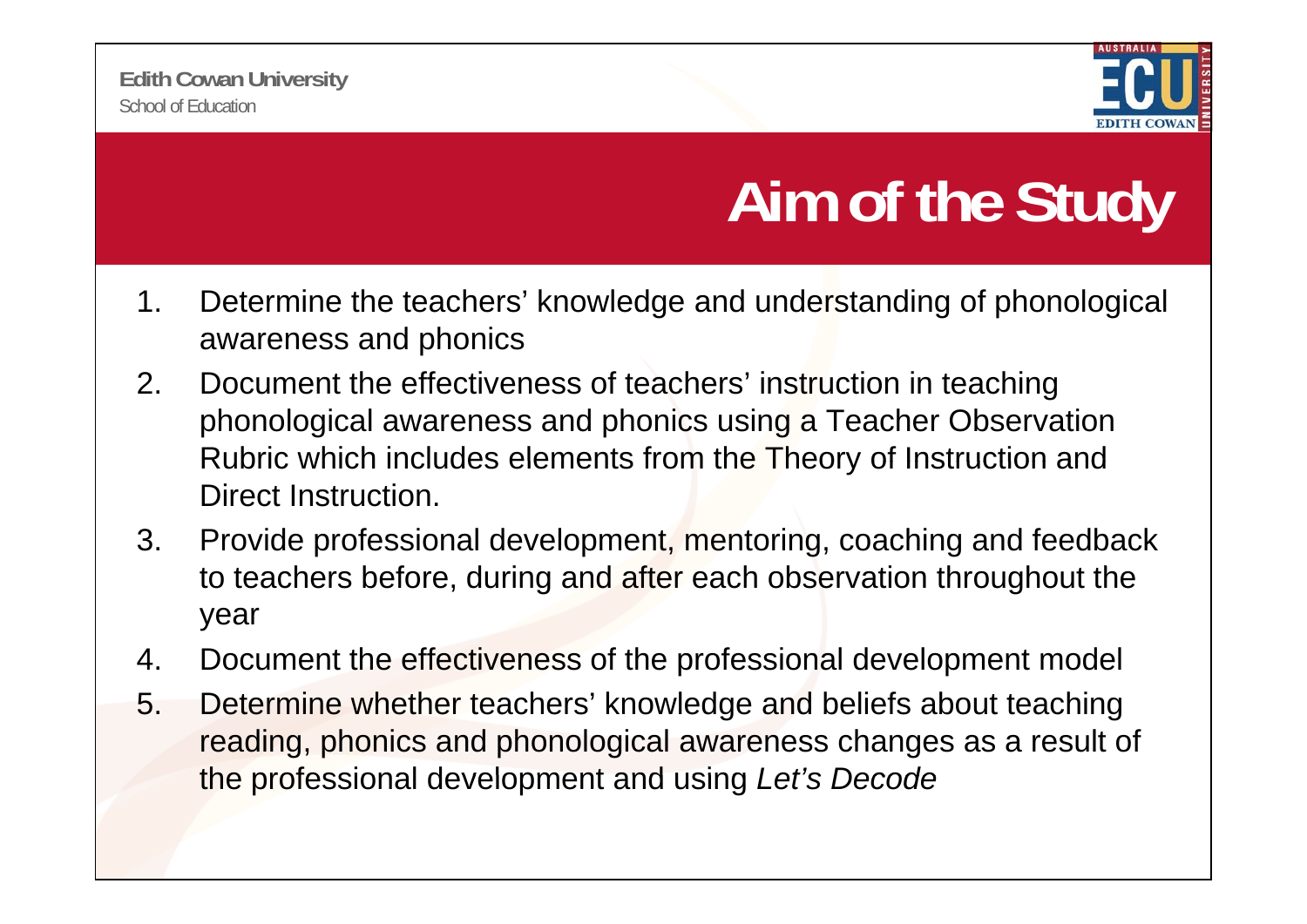# Aim of the Study

1. Determine the teachers' knowledge and understanding of phonological awareness and phonics
2. Document the effectiveness of teachers' instruction in teaching phonological awareness and phonics using a Teacher Observation Rubric which includes elements from the Theory of Instruction and Direct Instruction.
3. Provide professional development, mentoring, coaching and feedback to teachers before, during and after each observation throughout the year
4. Document the effectiveness of the professional development model
5. Determine whether teachers' knowledge and beliefs about teaching reading, phonics and phonological awareness changes as a result of the professional development and using *Let's Decode*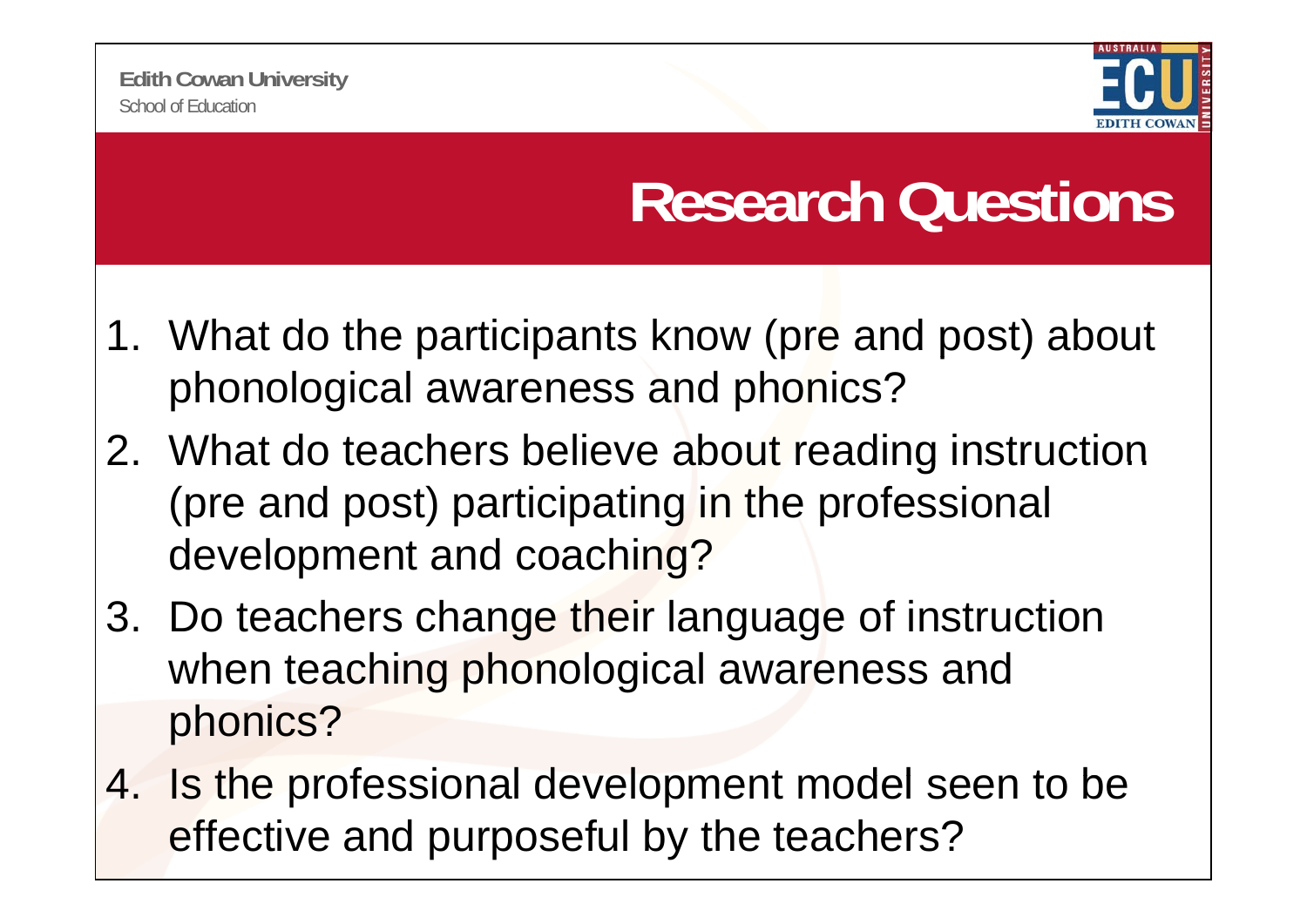# Research Questions

1. What do the participants know (pre and post) about phonological awareness and phonics?
2. What do teachers believe about reading instruction (pre and post) participating in the professional development and coaching?
3. Do teachers change their language of instruction when teaching phonological awareness and phonics?
4. Is the professional development model seen to be effective and purposeful by the teachers?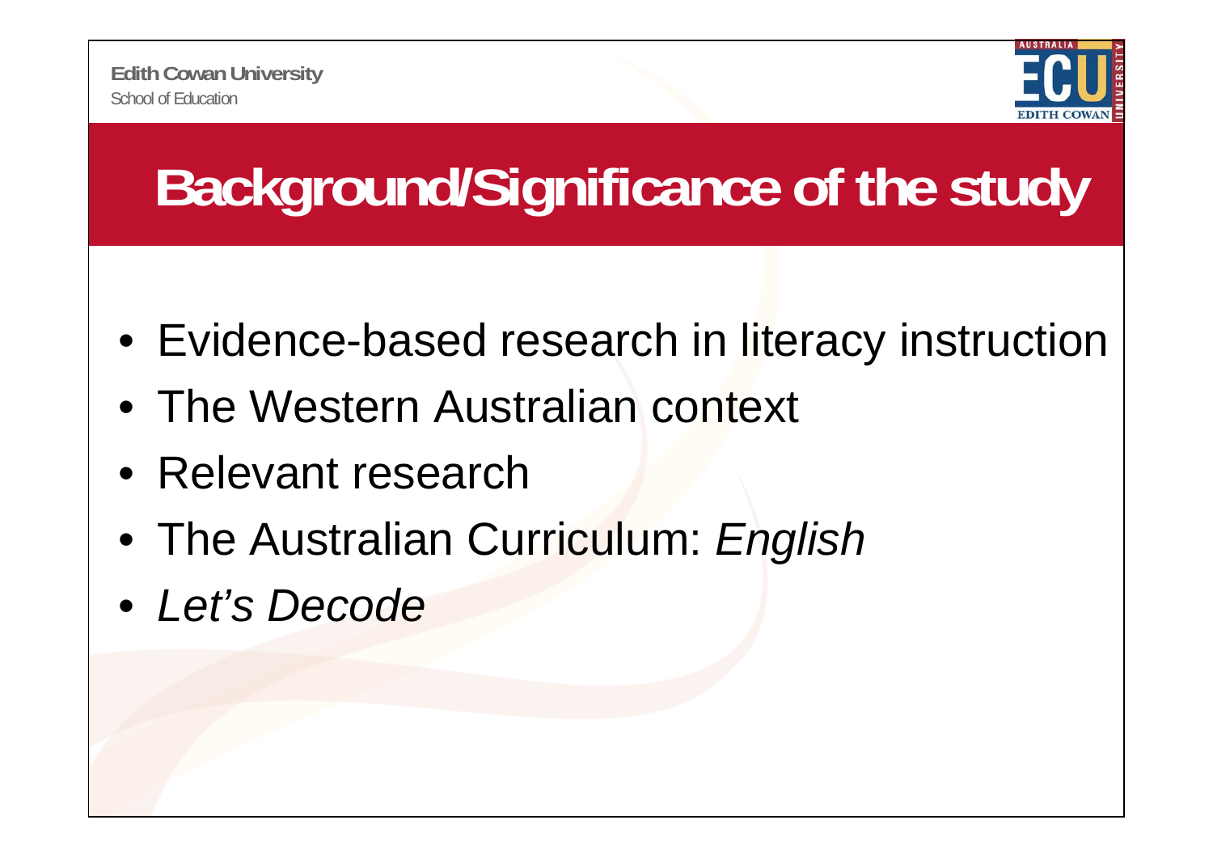# Background/Significance of the study

- Evidence-based research in literacy instruction
- The Western Australian context
- Relevant research
- The Australian Curriculum: *English*
- *Let's Decode*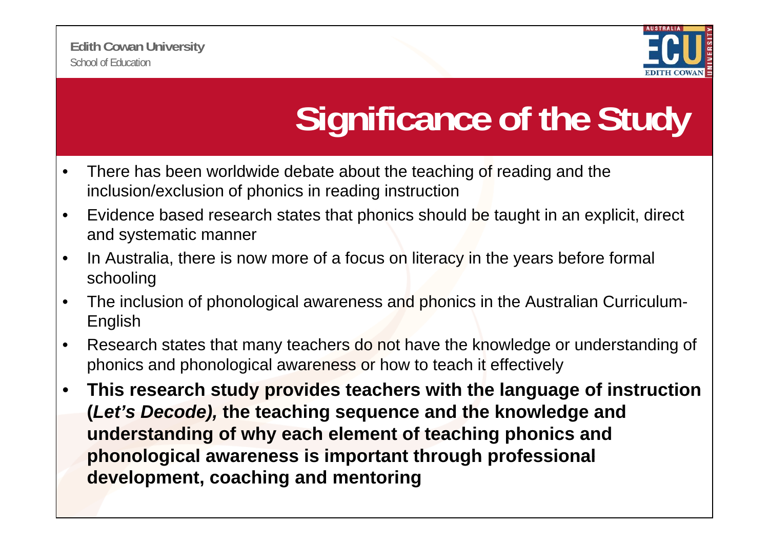# Significance of the Study

- There has been worldwide debate about the teaching of reading and the inclusion/exclusion of phonics in reading instruction
- Evidence based research states that phonics should be taught in an explicit, direct and systematic manner
- In Australia, there is now more of a focus on literacy in the years before formal schooling
- The inclusion of phonological awareness and phonics in the Australian Curriculum- English
- Research states that many teachers do not have the knowledge or understanding of phonics and phonological awareness or how to teach it effectively
- **This research study provides teachers with the language of instruction (*Let's Decode),* the teaching sequence and the knowledge and understanding of why each element of teaching phonics and phonological awareness is important through professional development, coaching and mentoring**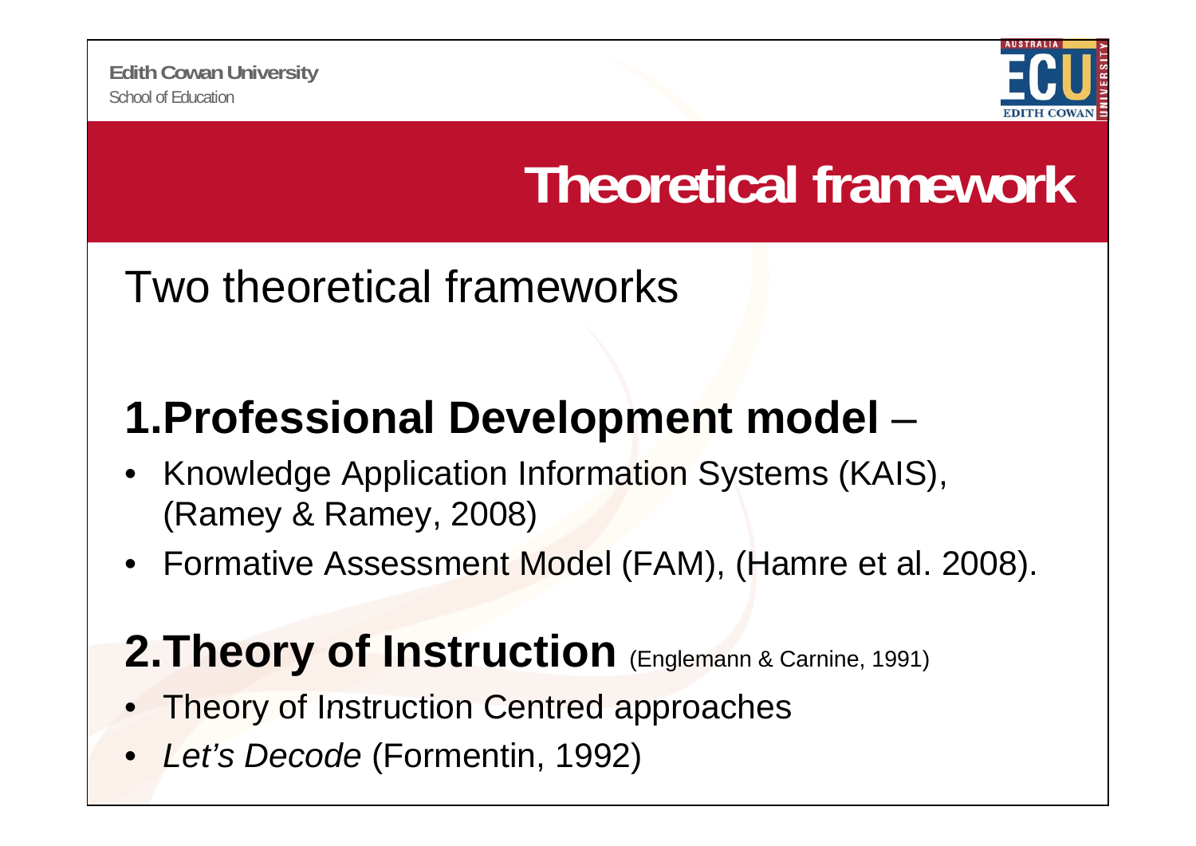# Theoretical framework

Two theoretical frameworks

## 1. Professional Development model –

- Knowledge Application Information Systems (KAIS), (Ramey & Ramey, 2008)
- Formative Assessment Model (FAM), (Hamre et al. 2008).

## 2. Theory of Instruction (Englemann & Carnine, 1991)

- Theory of Instruction Centred approaches
- *Let's Decode* (Formentin, 1992)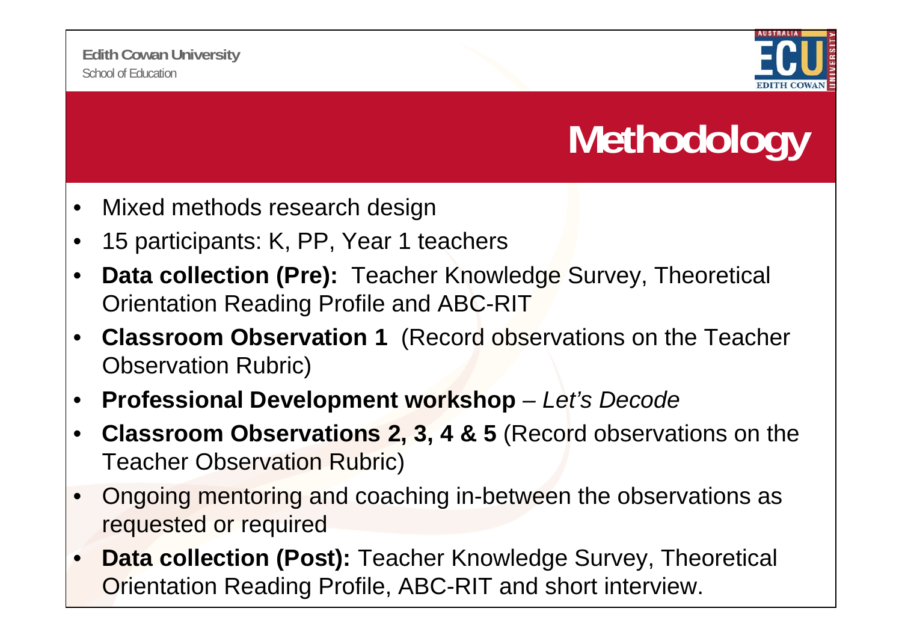# Methodology

- Mixed methods research design
- 15 participants: K, PP, Year 1 teachers
- **Data collection (Pre):** Teacher Knowledge Survey, Theoretical Orientation Reading Profile and ABC-RIT
- **Classroom Observation 1** (Record observations on the Teacher Observation Rubric)
- **Professional Development workshop** – *Let's Decode*
- **Classroom Observations 2, 3, 4 & 5** (Record observations on the Teacher Observation Rubric)
- Ongoing mentoring and coaching in-between the observations as requested or required
- **Data collection (Post):** Teacher Knowledge Survey, Theoretical Orientation Reading Profile, ABC-RIT and short interview.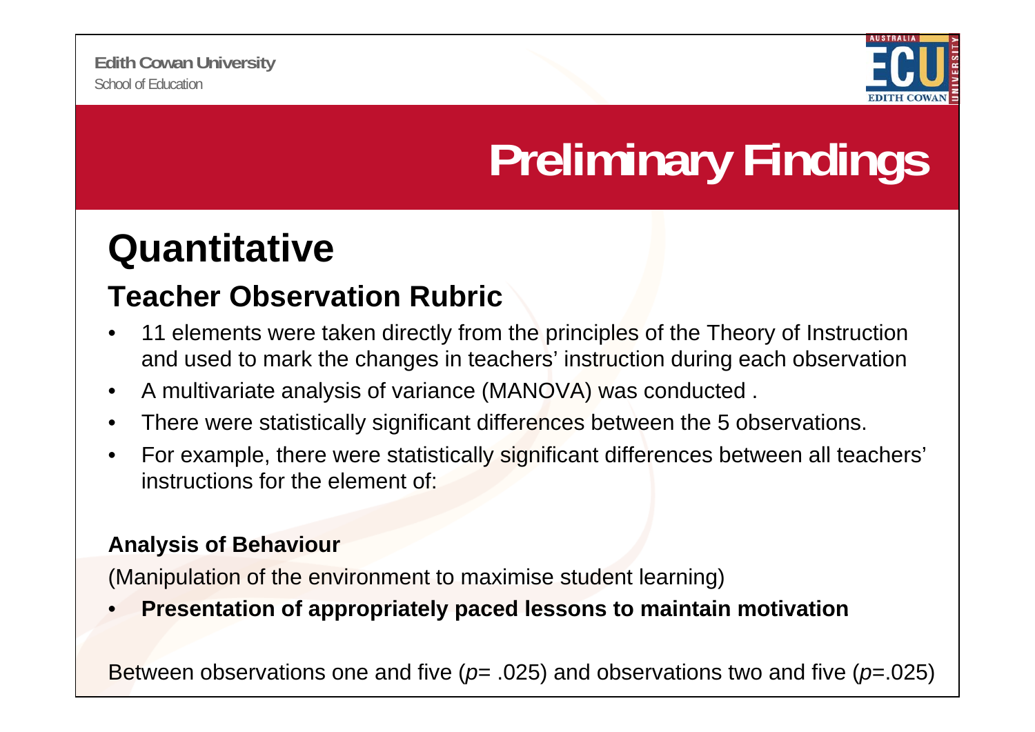# Preliminary Findings

## Quantitative

### Teacher Observation Rubric

- 11 elements were taken directly from the principles of the Theory of Instruction and used to mark the changes in teachers' instruction during each observation
- A multivariate analysis of variance (MANOVA) was conducted .
- There were statistically significant differences between the 5 observations.
- For example, there were statistically significant differences between all teachers' instructions for the element of:

**Analysis of Behaviour**

(Manipulation of the environment to maximise student learning)

- **Presentation of appropriately paced lessons to maintain motivation**

Between observations one and five ($p = .025$) and observations two and five ($p = .025$)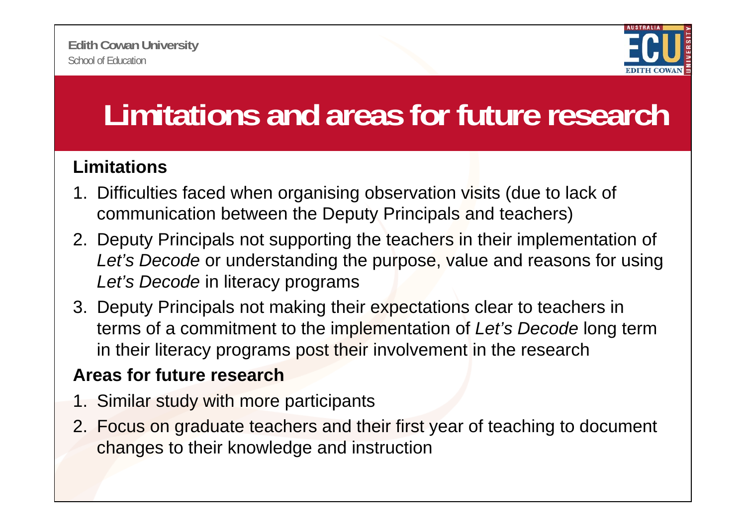# Limitations and areas for future research

**Limitations**

1. Difficulties faced when organising observation visits (due to lack of communication between the Deputy Principals and teachers)
2. Deputy Principals not supporting the teachers in their implementation of *Let's Decode* or understanding the purpose, value and reasons for using *Let's Decode* in literacy programs
3. Deputy Principals not making their expectations clear to teachers in terms of a commitment to the implementation of *Let's Decode* long term in their literacy programs post their involvement in the research

**Areas for future research**

1. Similar study with more participants
2. Focus on graduate teachers and their first year of teaching to document changes to their knowledge and instruction